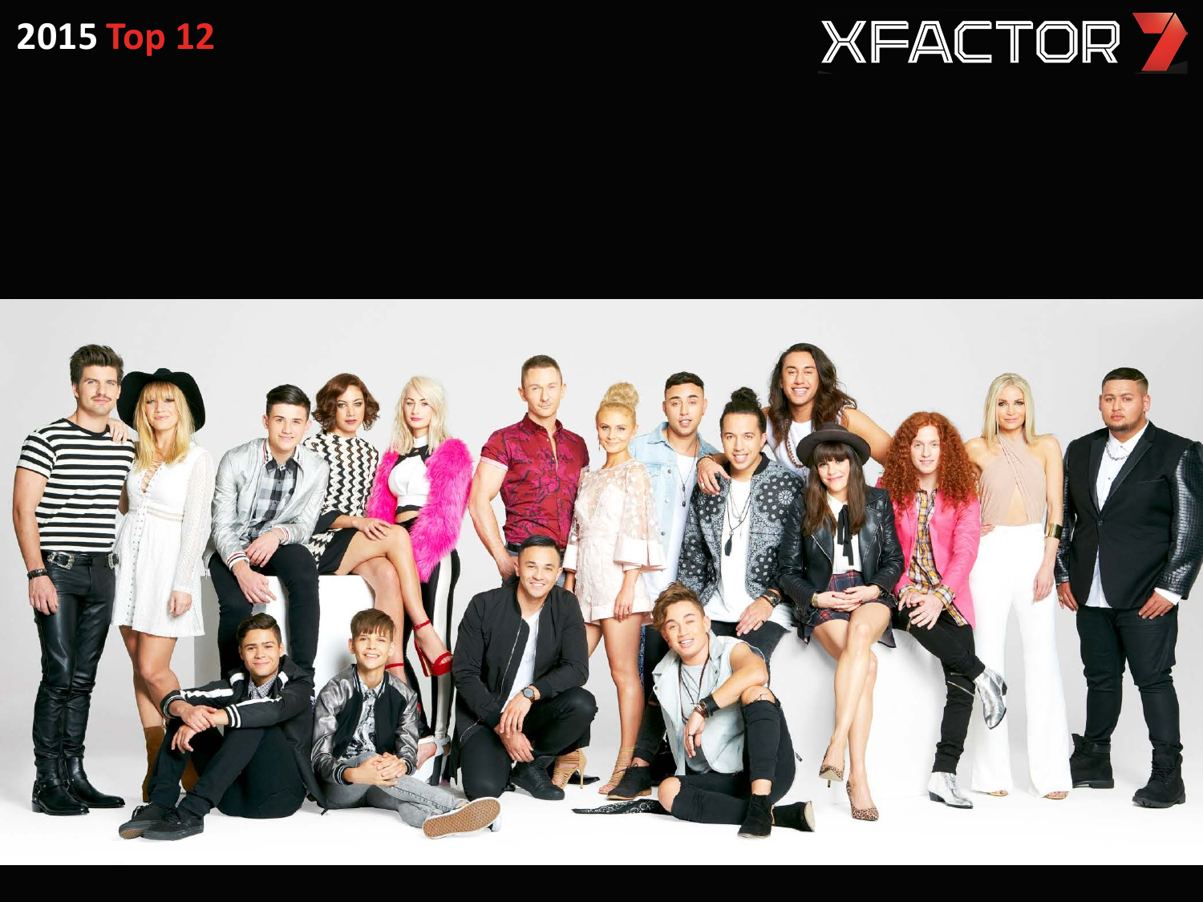# 2015 Top 12

XFACTOR 7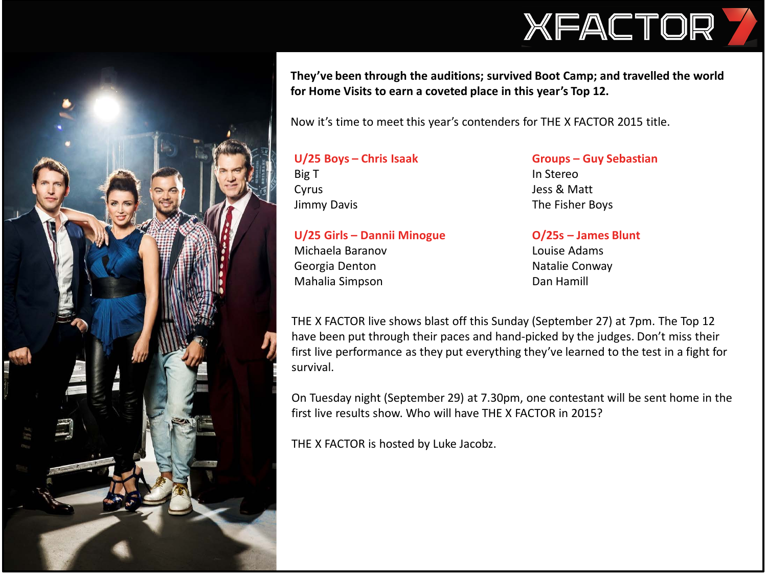XFACTOR 7

**They've been through the auditions; survived Boot Camp; and travelled the world for Home Visits to earn a coveted place in this year's Top 12.**

Now it's time to meet this year's contenders for THE X FACTOR 2015 title.

**U/25 Boys – Chris Isaak**
Big T
Cyrus
Jimmy Davis

**U/25 Girls – Dannii Minogue**
Michaela Baranov
Georgia Denton
Mahalia Simpson

**Groups – Guy Sebastian**
In Stereo
Jess & Matt
The Fisher Boys

**O/25s – James Blunt**
Louise Adams
Natalie Conway
Dan Hamill

THE X FACTOR live shows blast off this Sunday (September 27) at 7pm. The Top 12 have been put through their paces and hand-picked by the judges. Don't miss their first live performance as they put everything they've learned to the test in a fight for survival.

On Tuesday night (September 29) at 7.30pm, one contestant will be sent home in the first live results show. Who will have THE X FACTOR in 2015?

THE X FACTOR is hosted by Luke Jacobz.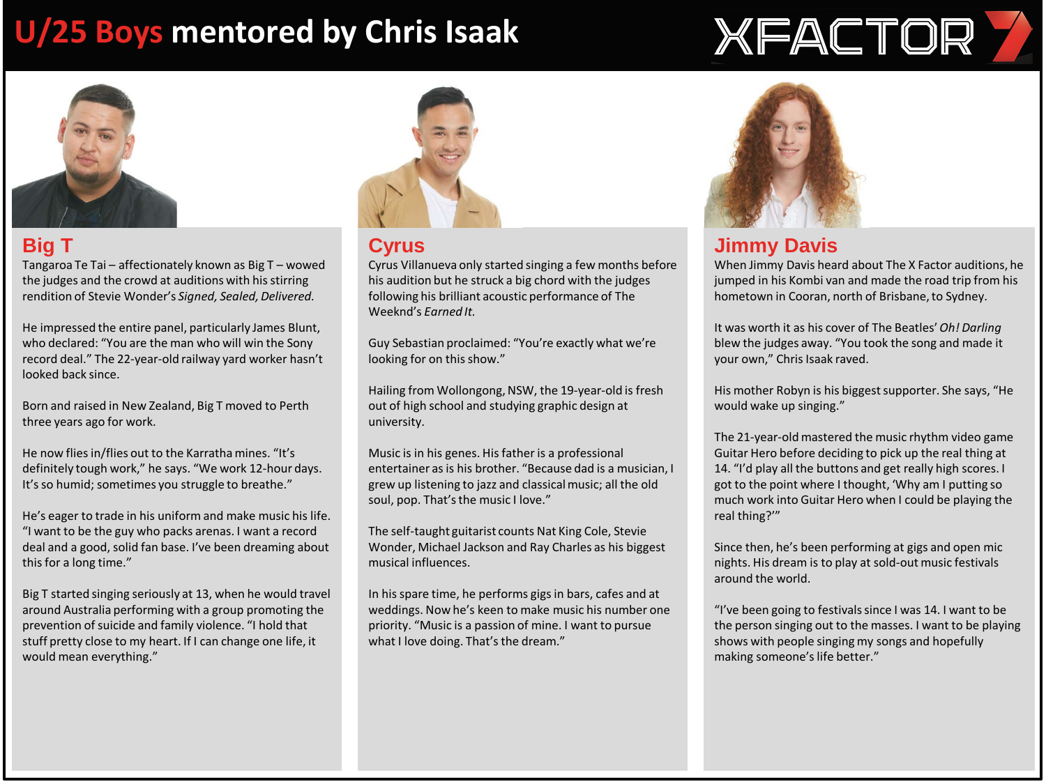# U/25 Boys mentored by Chris Isaak

XFACTOR 7

## Big T

Tangaroa Te Tai – affectionately known as Big T – wowed the judges and the crowd at auditions with his stirring rendition of Stevie Wonder's *Signed, Sealed, Delivered.*

He impressed the entire panel, particularly James Blunt, who declared: "You are the man who will win the Sony record deal." The 22-year-old railway yard worker hasn't looked back since.

Born and raised in New Zealand, Big T moved to Perth three years ago for work.

He now flies in/flies out to the Karratha mines. "It's definitely tough work," he says. "We work 12-hour days. It's so humid; sometimes you struggle to breathe."

He's eager to trade in his uniform and make music his life. "I want to be the guy who packs arenas. I want a record deal and a good, solid fan base. I've been dreaming about this for a long time."

Big T started singing seriously at 13, when he would travel around Australia performing with a group promoting the prevention of suicide and family violence. "I hold that stuff pretty close to my heart. If I can change one life, it would mean everything."

## Cyrus

Cyrus Villanueva only started singing a few months before his audition but he struck a big chord with the judges following his brilliant acoustic performance of The Weeknd's *Earned It.*

Guy Sebastian proclaimed: "You're exactly what we're looking for on this show."

Hailing from Wollongong, NSW, the 19-year-old is fresh out of high school and studying graphic design at university.

Music is in his genes. His father is a professional entertainer as is his brother. "Because dad is a musician, I grew up listening to jazz and classical music; all the old soul, pop. That's the music I love."

The self-taught guitarist counts Nat King Cole, Stevie Wonder, Michael Jackson and Ray Charles as his biggest musical influences.

In his spare time, he performs gigs in bars, cafes and at weddings. Now he's keen to make music his number one priority. "Music is a passion of mine. I want to pursue what I love doing. That's the dream."

## Jimmy Davis

When Jimmy Davis heard about The X Factor auditions, he jumped in his Kombi van and made the road trip from his hometown in Cooran, north of Brisbane, to Sydney.

It was worth it as his cover of The Beatles' *Oh! Darling* blew the judges away. "You took the song and made it your own," Chris Isaak raved.

His mother Robyn is his biggest supporter. She says, "He would wake up singing."

The 21-year-old mastered the music rhythm video game Guitar Hero before deciding to pick up the real thing at 14. "I'd play all the buttons and get really high scores. I got to the point where I thought, 'Why am I putting so much work into Guitar Hero when I could be playing the real thing?'"

Since then, he's been performing at gigs and open mic nights. His dream is to play at sold-out music festivals around the world.

"I've been going to festivals since I was 14. I want to be the person singing out to the masses. I want to be playing shows with people singing my songs and hopefully making someone's life better."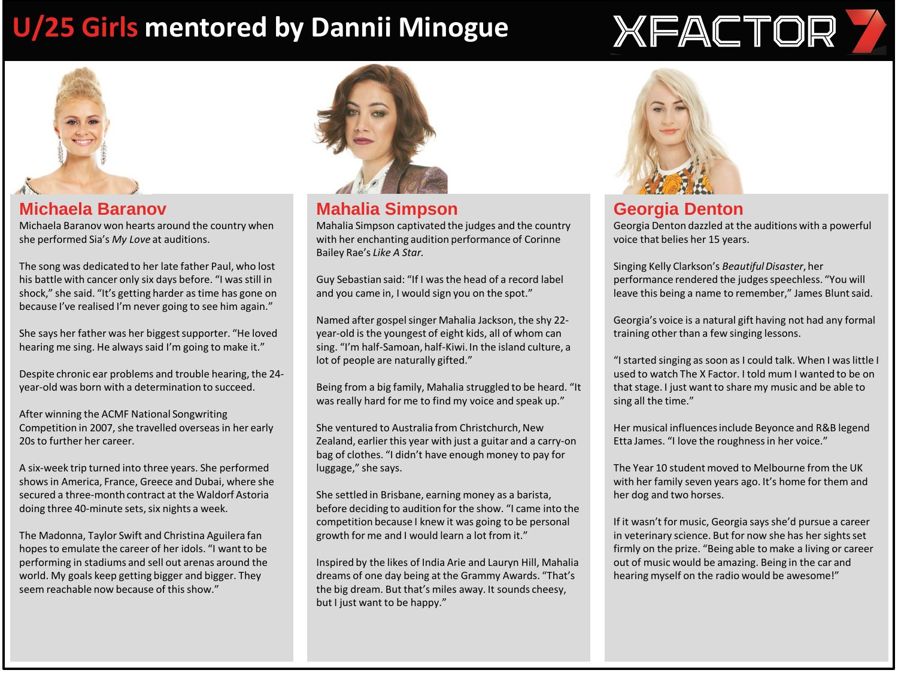# U/25 Girls mentored by Dannii Minogue

XFACTOR 7

## Michaela Baranov

Michaela Baranov won hearts around the country when she performed Sia's *My Love* at auditions.

The song was dedicated to her late father Paul, who lost his battle with cancer only six days before. "I was still in shock," she said. "It's getting harder as time has gone on because I've realised I'm never going to see him again."

She says her father was her biggest supporter. "He loved hearing me sing. He always said I'm going to make it."

Despite chronic ear problems and trouble hearing, the 24-year-old was born with a determination to succeed.

After winning the ACMF National Songwriting Competition in 2007, she travelled overseas in her early 20s to further her career.

A six-week trip turned into three years. She performed shows in America, France, Greece and Dubai, where she secured a three-month contract at the Waldorf Astoria doing three 40-minute sets, six nights a week.

The Madonna, Taylor Swift and Christina Aguilera fan hopes to emulate the career of her idols. "I want to be performing in stadiums and sell out arenas around the world. My goals keep getting bigger and bigger. They seem reachable now because of this show."

## Mahalia Simpson

Mahalia Simpson captivated the judges and the country with her enchanting audition performance of Corinne Bailey Rae's *Like A Star*.

Guy Sebastian said: "If I was the head of a record label and you came in, I would sign you on the spot."

Named after gospel singer Mahalia Jackson, the shy 22-year-old is the youngest of eight kids, all of whom can sing. "I'm half-Samoan, half-Kiwi. In the island culture, a lot of people are naturally gifted."

Being from a big family, Mahalia struggled to be heard. "It was really hard for me to find my voice and speak up."

She ventured to Australia from Christchurch, New Zealand, earlier this year with just a guitar and a carry-on bag of clothes. "I didn't have enough money to pay for luggage," she says.

She settled in Brisbane, earning money as a barista, before deciding to audition for the show. "I came into the competition because I knew it was going to be personal growth for me and I would learn a lot from it."

Inspired by the likes of India Arie and Lauryn Hill, Mahalia dreams of one day being at the Grammy Awards. "That's the big dream. But that's miles away. It sounds cheesy, but I just want to be happy."

## Georgia Denton

Georgia Denton dazzled at the auditions with a powerful voice that belies her 15 years.

Singing Kelly Clarkson's *Beautiful Disaster*, her performance rendered the judges speechless. "You will leave this being a name to remember," James Blunt said.

Georgia's voice is a natural gift having not had any formal training other than a few singing lessons.

"I started singing as soon as I could talk. When I was little I used to watch The X Factor. I told mum I wanted to be on that stage. I just want to share my music and be able to sing all the time."

Her musical influences include Beyonce and R&B legend Etta James. "I love the roughness in her voice."

The Year 10 student moved to Melbourne from the UK with her family seven years ago. It's home for them and her dog and two horses.

If it wasn't for music, Georgia says she'd pursue a career in veterinary science. But for now she has her sights set firmly on the prize. "Being able to make a living or career out of music would be amazing. Being in the car and hearing myself on the radio would be awesome!"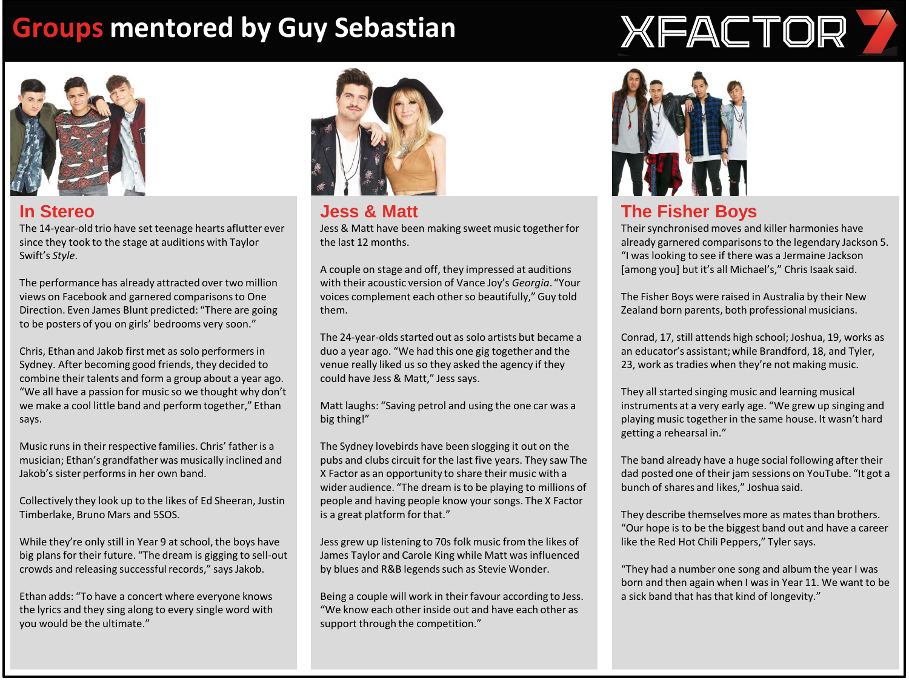# Groups mentored by Guy Sebastian

XFACTOR 7

## In Stereo

The 14-year-old trio have set teenage hearts aflutter ever since they took to the stage at auditions with Taylor Swift's *Style*.

The performance has already attracted over two million views on Facebook and garnered comparisons to One Direction. Even James Blunt predicted: "There are going to be posters of you on girls' bedrooms very soon."

Chris, Ethan and Jakob first met as solo performers in Sydney. After becoming good friends, they decided to combine their talents and form a group about a year ago. "We all have a passion for music so we thought why don't we make a cool little band and perform together," Ethan says.

Music runs in their respective families. Chris' father is a musician; Ethan's grandfather was musically inclined and Jakob's sister performs in her own band.

Collectively they look up to the likes of Ed Sheeran, Justin Timberlake, Bruno Mars and 5SOS.

While they're only still in Year 9 at school, the boys have big plans for their future. "The dream is gigging to sell-out crowds and releasing successful records," says Jakob.

Ethan adds: "To have a concert where everyone knows the lyrics and they sing along to every single word with you would be the ultimate."

## Jess & Matt

Jess & Matt have been making sweet music together for the last 12 months.

A couple on stage and off, they impressed at auditions with their acoustic version of Vance Joy's *Georgia*. "Your voices complement each other so beautifully," Guy told them.

The 24-year-olds started out as solo artists but became a duo a year ago. "We had this one gig together and the venue really liked us so they asked the agency if they could have Jess & Matt," Jess says.

Matt laughs: "Saving petrol and using the one car was a big thing!"

The Sydney lovebirds have been slogging it out on the pubs and clubs circuit for the last five years. They saw The X Factor as an opportunity to share their music with a wider audience. "The dream is to be playing to millions of people and having people know your songs. The X Factor is a great platform for that."

Jess grew up listening to 70s folk music from the likes of James Taylor and Carole King while Matt was influenced by blues and R&B legends such as Stevie Wonder.

Being a couple will work in their favour according to Jess. "We know each other inside out and have each other as support through the competition."

## The Fisher Boys

Their synchronised moves and killer harmonies have already garnered comparisons to the legendary Jackson 5. "I was looking to see if there was a Jermaine Jackson [among you] but it's all Michael's," Chris Isaak said.

The Fisher Boys were raised in Australia by their New Zealand born parents, both professional musicians.

Conrad, 17, still attends high school; Joshua, 19, works as an educator's assistant; while Brandford, 18, and Tyler, 23, work as tradies when they're not making music.

They all started singing music and learning musical instruments at a very early age. "We grew up singing and playing music together in the same house. It wasn't hard getting a rehearsal in."

The band already have a huge social following after their dad posted one of their jam sessions on YouTube. "It got a bunch of shares and likes," Joshua said.

They describe themselves more as mates than brothers. "Our hope is to be the biggest band out and have a career like the Red Hot Chili Peppers," Tyler says.

"They had a number one song and album the year I was born and then again when I was in Year 11. We want to be a sick band that has that kind of longevity."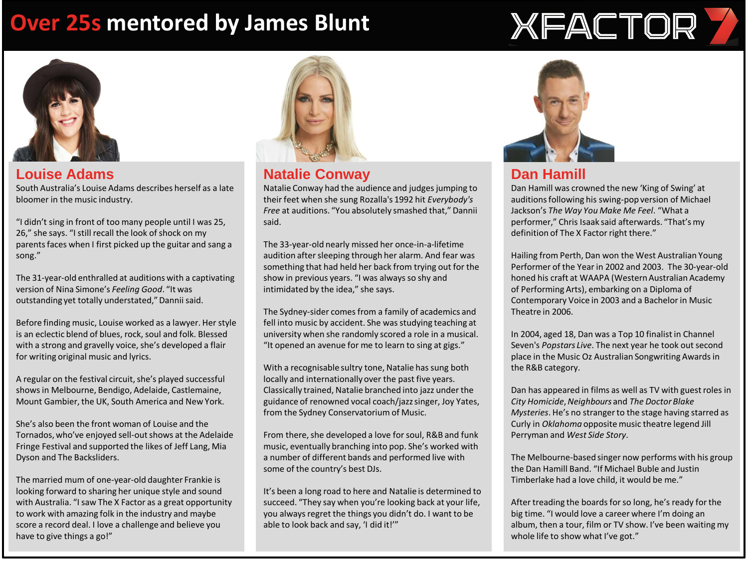# Over 25s mentored by James Blunt

XFACTOR 7

## Louise Adams

South Australia's Louise Adams describes herself as a late bloomer in the music industry.

"I didn't sing in front of too many people until I was 25, 26," she says. "I still recall the look of shock on my parents faces when I first picked up the guitar and sang a song."

The 31-year-old enthralled at auditions with a captivating version of Nina Simone's *Feeling Good*. "It was outstanding yet totally understated," Dannii said.

Before finding music, Louise worked as a lawyer. Her style is an eclectic blend of blues, rock, soul and folk. Blessed with a strong and gravelly voice, she's developed a flair for writing original music and lyrics.

A regular on the festival circuit, she's played successful shows in Melbourne, Bendigo, Adelaide, Castlemaine, Mount Gambier, the UK, South America and New York.

She's also been the front woman of Louise and the Tornados, who've enjoyed sell-out shows at the Adelaide Fringe Festival and supported the likes of Jeff Lang, Mia Dyson and The Backsliders.

The married mum of one-year-old daughter Frankie is looking forward to sharing her unique style and sound with Australia. "I saw The X Factor as a great opportunity to work with amazing folk in the industry and maybe score a record deal. I love a challenge and believe you have to give things a go!"

## Natalie Conway

Natalie Conway had the audience and judges jumping to their feet when she sung Rozalla's 1992 hit *Everybody's Free* at auditions. "You absolutely smashed that," Dannii said.

The 33-year-old nearly missed her once-in-a-lifetime audition after sleeping through her alarm. And fear was something that had held her back from trying out for the show in previous years. "I was always so shy and intimidated by the idea," she says.

The Sydney-sider comes from a family of academics and fell into music by accident. She was studying teaching at university when she randomly scored a role in a musical. "It opened an avenue for me to learn to sing at gigs."

With a recognisable sultry tone, Natalie has sung both locally and internationally over the past five years. Classically trained, Natalie branched into jazz under the guidance of renowned vocal coach/jazz singer, Joy Yates, from the Sydney Conservatorium of Music.

From there, she developed a love for soul, R&B and funk music, eventually branching into pop. She's worked with a number of different bands and performed live with some of the country's best DJs.

It's been a long road to here and Natalie is determined to succeed. "They say when you're looking back at your life, you always regret the things you didn't do. I want to be able to look back and say, 'I did it!'"

## Dan Hamill

Dan Hamill was crowned the new 'King of Swing' at auditions following his swing-pop version of Michael Jackson's *The Way You Make Me Feel*. "What a performer," Chris Isaak said afterwards. "That's my definition of The X Factor right there."

Hailing from Perth, Dan won the West Australian Young Performer of the Year in 2002 and 2003. The 30-year-old honed his craft at WAAPA (Western Australian Academy of Performing Arts), embarking on a Diploma of Contemporary Voice in 2003 and a Bachelor in Music Theatre in 2006.

In 2004, aged 18, Dan was a Top 10 finalist in Channel Seven's *Popstars Live*. The next year he took out second place in the Music Oz Australian Songwriting Awards in the R&B category.

Dan has appeared in films as well as TV with guest roles in *City Homicide*, *Neighbours* and *The Doctor Blake Mysteries*. He's no stranger to the stage having starred as Curly in *Oklahoma* opposite music theatre legend Jill Perryman and *West Side Story*.

The Melbourne-based singer now performs with his group the Dan Hamill Band. "If Michael Buble and Justin Timberlake had a love child, it would be me."

After treading the boards for so long, he's ready for the big time. "I would love a career where I'm doing an album, then a tour, film or TV show. I've been waiting my whole life to show what I've got."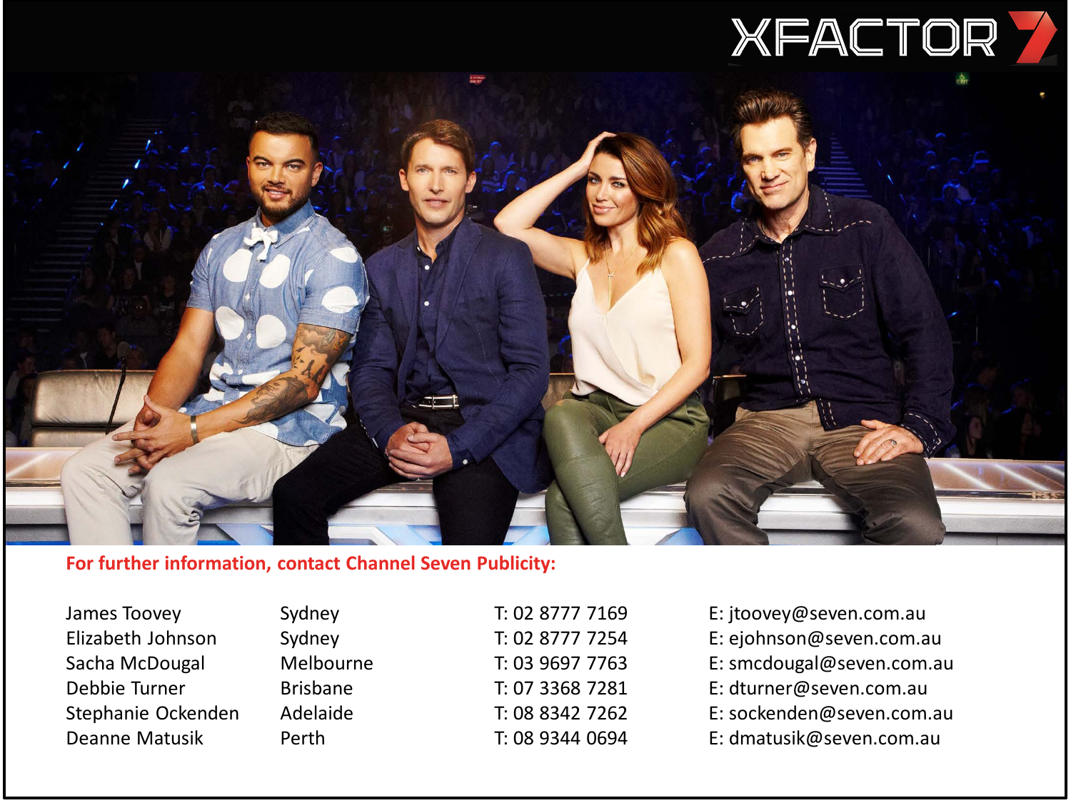XFACTOR 7

**For further information, contact Channel Seven Publicity:**

| | | | |
|---|---|---|---|
| James Toovey | Sydney | T: 02 8777 7169 | E: jtoovey@seven.com.au |
| Elizabeth Johnson | Sydney | T: 02 8777 7254 | E: ejohnson@seven.com.au |
| Sacha McDougal | Melbourne | T: 03 9697 7763 | E: smcdougal@seven.com.au |
| Debbie Turner | Brisbane | T: 07 3368 7281 | E: dturner@seven.com.au |
| Stephanie Ockenden | Adelaide | T: 08 8342 7262 | E: sockenden@seven.com.au |
| Deanne Matusik | Perth | T: 08 9344 0694 | E: dmatusik@seven.com.au |